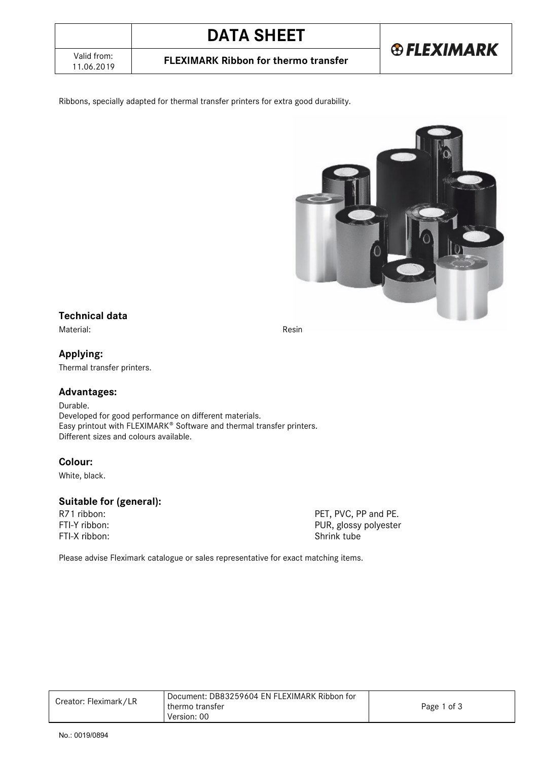# DATA SHEET

Valid from: 11.06.2019

**FLEXIMARK Ribbon for thermo transfer**

FLEXIMARK

Ribbons, specially adapted for thermal transfer printers for extra good durability.

## Technical data

Material: Resin

## Applying:

Thermal transfer printers.

## Advantages:

Durable.
Developed for good performance on different materials.
Easy printout with FLEXIMARK® Software and thermal transfer printers.
Different sizes and colours available.

## Colour:

White, black.

## Suitable for (general):

| | |
|---|---|
| R71 ribbon: | PET, PVC, PP and PE. |
| FTI-Y ribbon: | PUR, glossy polyester |
| FTI-X ribbon: | Shrink tube |

Please advise Fleximark catalogue or sales representative for exact matching items.

| | | |
|---|---|---|
| Creator: Fleximark/LR | Document: DB83259604 EN FLEXIMARK Ribbon for thermo transfer Version: 00 | |

No.: 0019/0894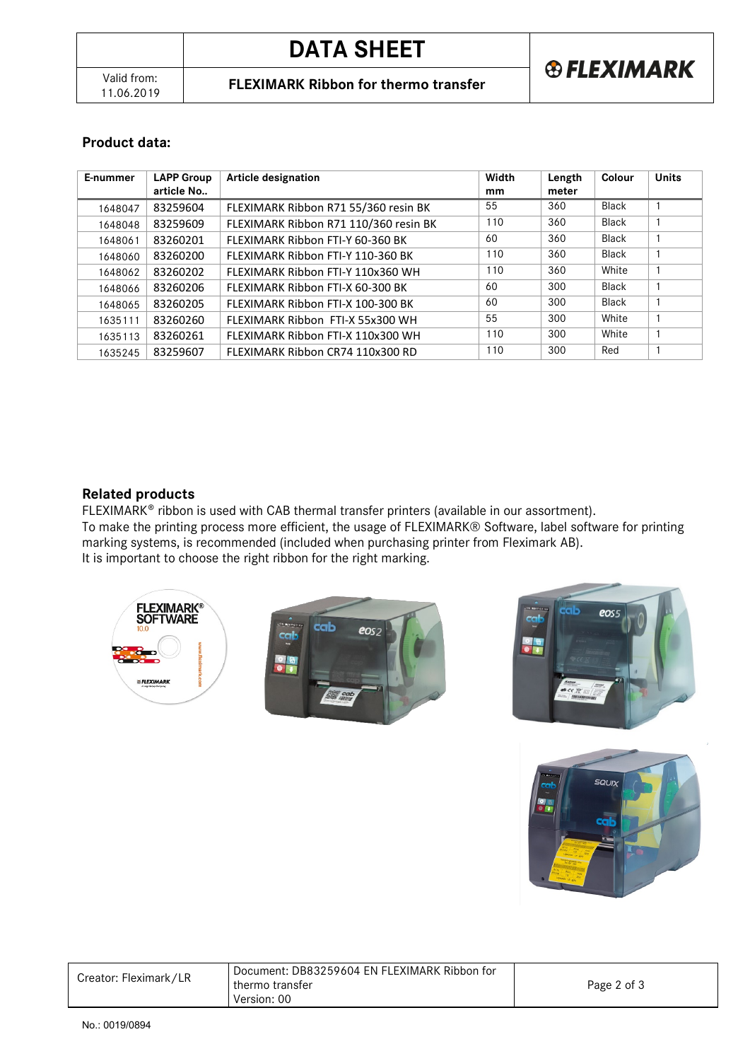## Product data:

| E-nummer | LAPP Group article No.. | Article designation | Width mm | Length meter | Colour | Units |
|---|---|---|---|---|---|---|
| 1648047 | 83259604 | FLEXIMARK Ribbon R71 55/360 resin BK | 55 | 360 | Black | 1 |
| 1648048 | 83259609 | FLEXIMARK Ribbon R71 110/360 resin BK | 110 | 360 | Black | 1 |
| 1648061 | 83260201 | FLEXIMARK Ribbon FTI-Y 60-360 BK | 60 | 360 | Black | 1 |
| 1648060 | 83260200 | FLEXIMARK Ribbon FTI-Y 110-360 BK | 110 | 360 | Black | 1 |
| 1648062 | 83260202 | FLEXIMARK Ribbon FTI-Y 110x360 WH | 110 | 360 | White | 1 |
| 1648066 | 83260206 | FLEXIMARK Ribbon FTI-X 60-300 BK | 60 | 300 | Black | 1 |
| 1648065 | 83260205 | FLEXIMARK Ribbon FTI-X 100-300 BK | 60 | 300 | Black | 1 |
| 1635111 | 83260260 | FLEXIMARK Ribbon FTI-X 55x300 WH | 55 | 300 | White | 1 |
| 1635113 | 83260261 | FLEXIMARK Ribbon FTI-X 110x300 WH | 110 | 300 | White | 1 |
| 1635245 | 83259607 | FLEXIMARK Ribbon CR74 110x300 RD | 110 | 300 | Red | 1 |

## Related products

FLEXIMARK® ribbon is used with CAB thermal transfer printers (available in our assortment).
To make the printing process more efficient, the usage of FLEXIMARK® Software, label software for printing marking systems, is recommended (included when purchasing printer from Fleximark AB).
It is important to choose the right ribbon for the right marking.

No.: 0019/0894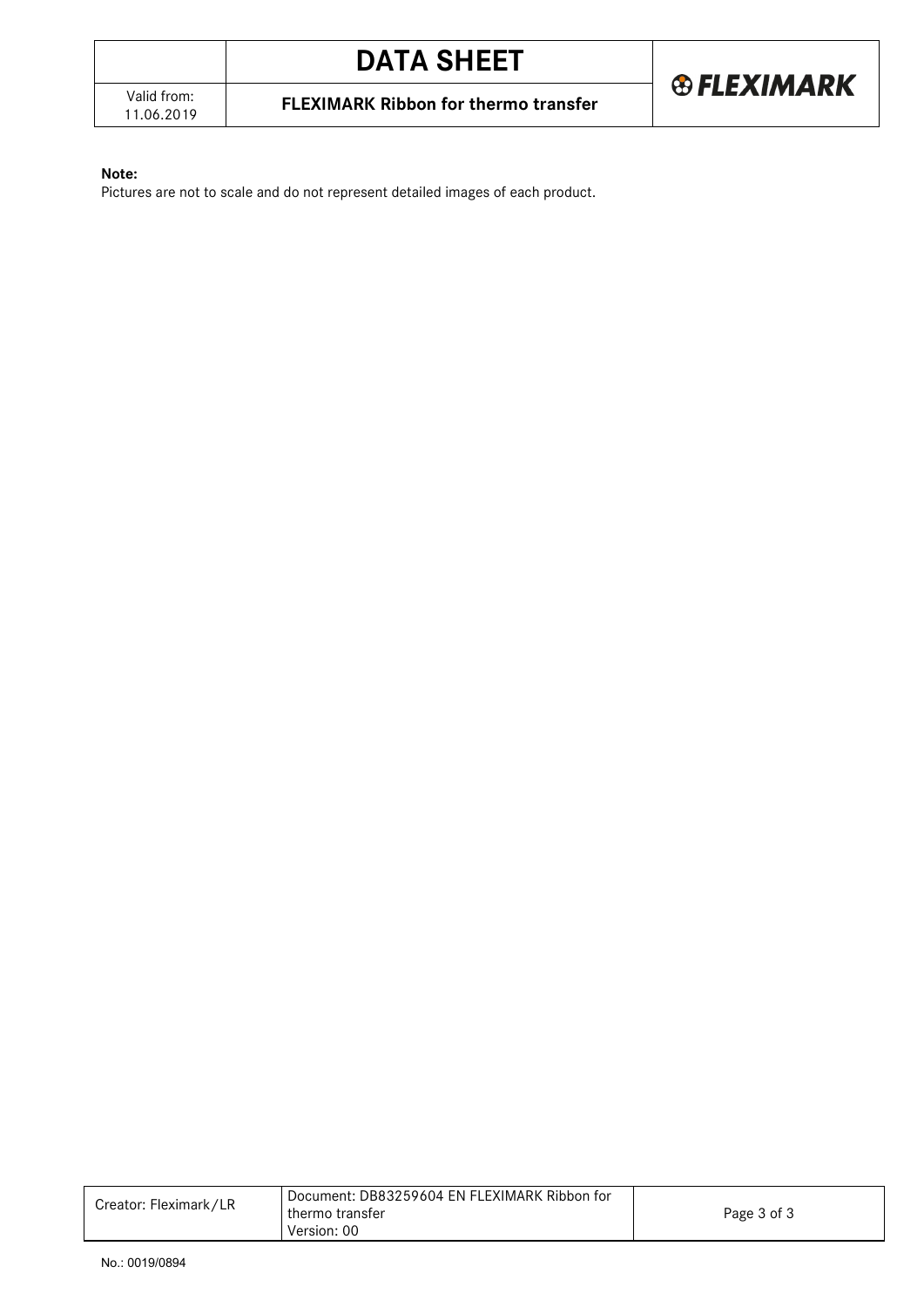**Note:**

Pictures are not to scale and do not represent detailed images of each product.